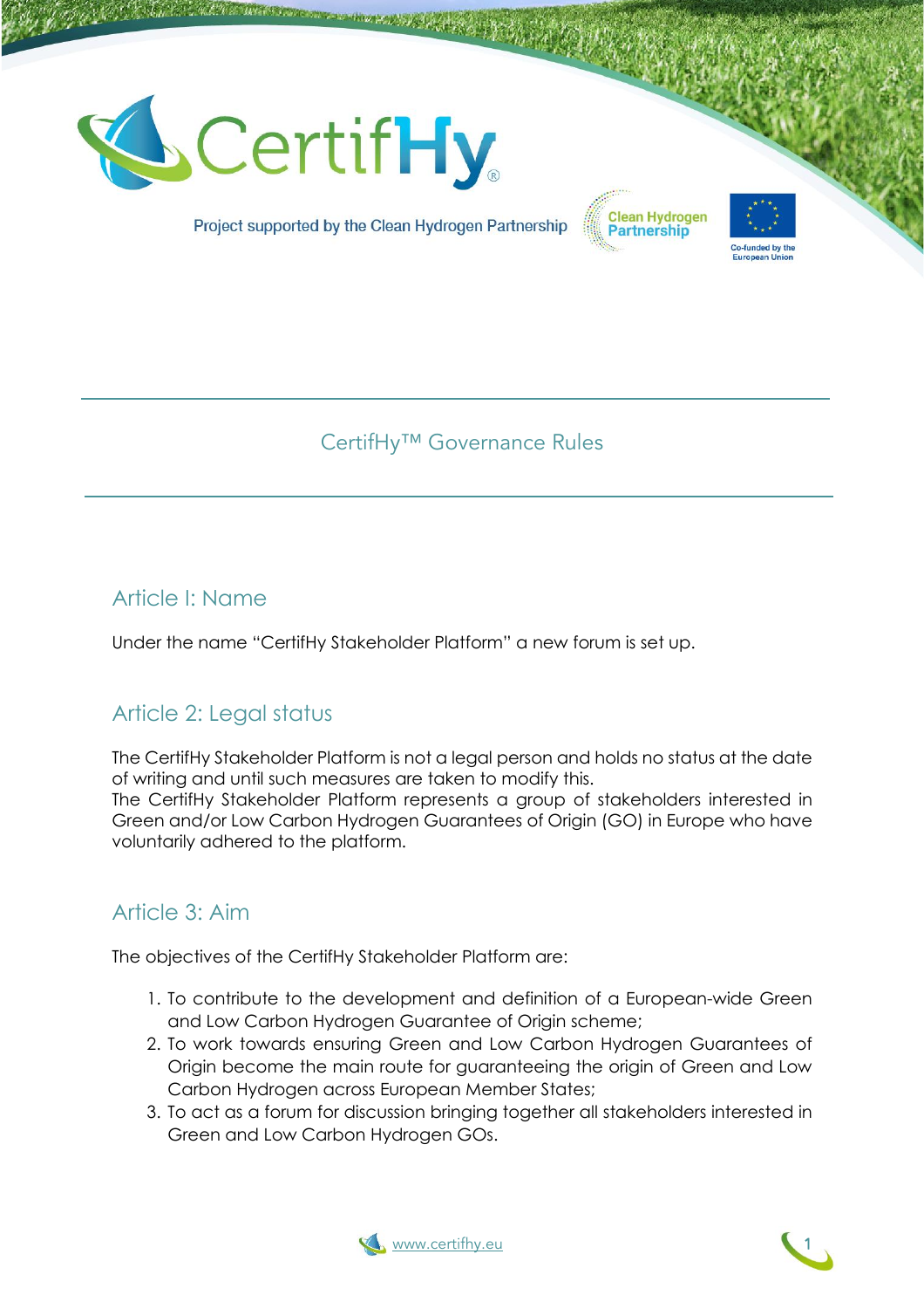# CertifHy™ Governance Rules

## Article I: Name

Under the name "CertifHy Stakeholder Platform" a new forum is set up.

## Article 2: Legal status

The CertifHy Stakeholder Platform is not a legal person and holds no status at the date of writing and until such measures are taken to modify this.
The CertifHy Stakeholder Platform represents a group of stakeholders interested in Green and/or Low Carbon Hydrogen Guarantees of Origin (GO) in Europe who have voluntarily adhered to the platform.

## Article 3: Aim

The objectives of the CertifHy Stakeholder Platform are:

1. To contribute to the development and definition of a European-wide Green and Low Carbon Hydrogen Guarantee of Origin scheme;
2. To work towards ensuring Green and Low Carbon Hydrogen Guarantees of Origin become the main route for guaranteeing the origin of Green and Low Carbon Hydrogen across European Member States;
3. To act as a forum for discussion bringing together all stakeholders interested in Green and Low Carbon Hydrogen GOs.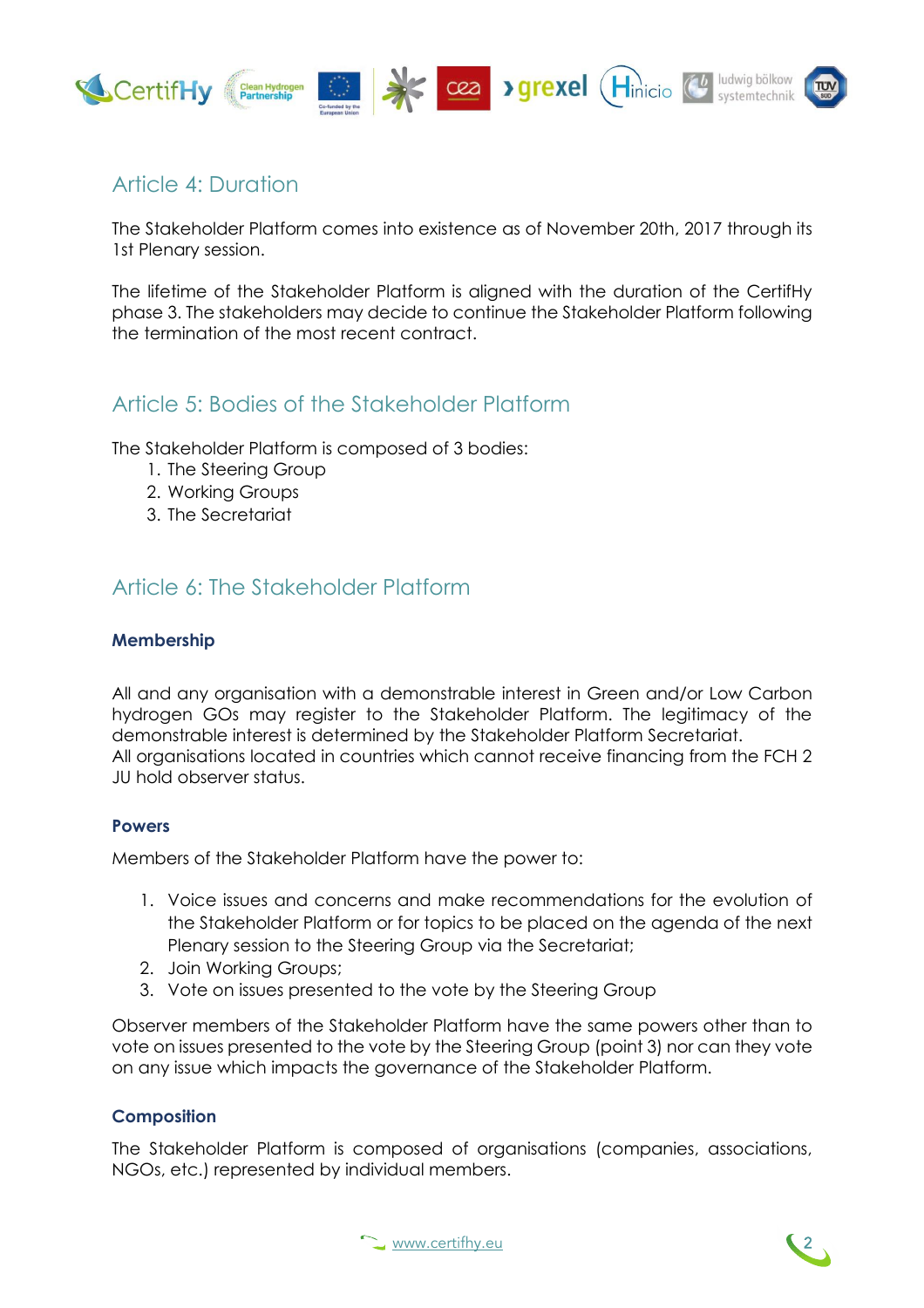## Article 4: Duration

The Stakeholder Platform comes into existence as of November 20th, 2017 through its 1st Plenary session.

The lifetime of the Stakeholder Platform is aligned with the duration of the CertifHy phase 3. The stakeholders may decide to continue the Stakeholder Platform following the termination of the most recent contract.

## Article 5: Bodies of the Stakeholder Platform

The Stakeholder Platform is composed of 3 bodies:

1. The Steering Group
2. Working Groups
3. The Secretariat

## Article 6: The Stakeholder Platform

### Membership

All and any organisation with a demonstrable interest in Green and/or Low Carbon hydrogen GOs may register to the Stakeholder Platform. The legitimacy of the demonstrable interest is determined by the Stakeholder Platform Secretariat.
All organisations located in countries which cannot receive financing from the FCH 2 JU hold observer status.

### Powers

Members of the Stakeholder Platform have the power to:

1. Voice issues and concerns and make recommendations for the evolution of the Stakeholder Platform or for topics to be placed on the agenda of the next Plenary session to the Steering Group via the Secretariat;
2. Join Working Groups;
3. Vote on issues presented to the vote by the Steering Group

Observer members of the Stakeholder Platform have the same powers other than to vote on issues presented to the vote by the Steering Group (point 3) nor can they vote on any issue which impacts the governance of the Stakeholder Platform.

### Composition

The Stakeholder Platform is composed of organisations (companies, associations, NGOs, etc.) represented by individual members.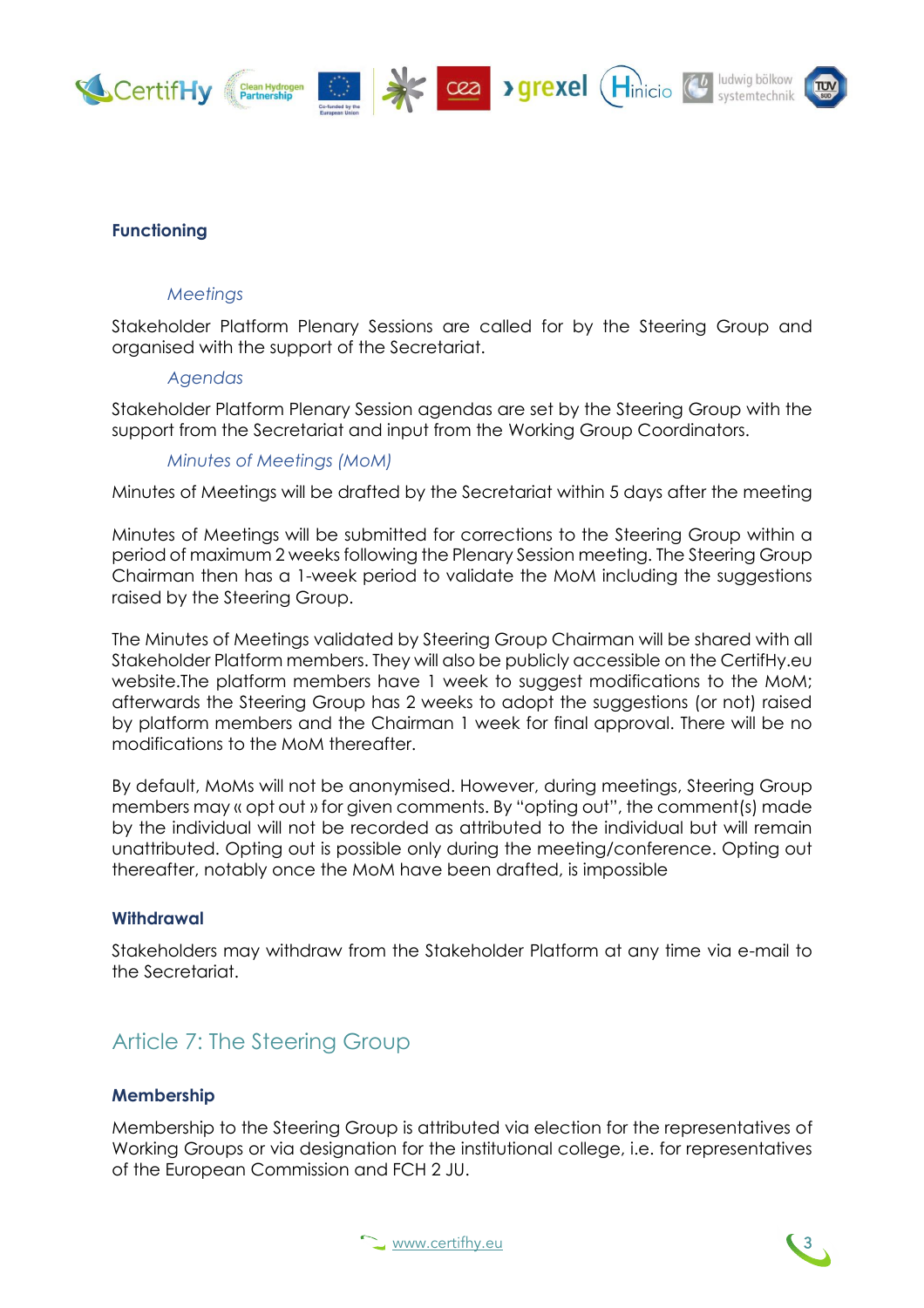### Functioning

*Meetings*

Stakeholder Platform Plenary Sessions are called for by the Steering Group and organised with the support of the Secretariat.

*Agendas*

Stakeholder Platform Plenary Session agendas are set by the Steering Group with the support from the Secretariat and input from the Working Group Coordinators.

*Minutes of Meetings (MoM)*

Minutes of Meetings will be drafted by the Secretariat within 5 days after the meeting

Minutes of Meetings will be submitted for corrections to the Steering Group within a period of maximum 2 weeks following the Plenary Session meeting. The Steering Group Chairman then has a 1-week period to validate the MoM including the suggestions raised by the Steering Group.

The Minutes of Meetings validated by Steering Group Chairman will be shared with all Stakeholder Platform members. They will also be publicly accessible on the CertifHy.eu website.The platform members have 1 week to suggest modifications to the MoM; afterwards the Steering Group has 2 weeks to adopt the suggestions (or not) raised by platform members and the Chairman 1 week for final approval. There will be no modifications to the MoM thereafter.

By default, MoMs will not be anonymised. However, during meetings, Steering Group members may « opt out » for given comments. By "opting out", the comment(s) made by the individual will not be recorded as attributed to the individual but will remain unattributed. Opting out is possible only during the meeting/conference. Opting out thereafter, notably once the MoM have been drafted, is impossible

### Withdrawal

Stakeholders may withdraw from the Stakeholder Platform at any time via e-mail to the Secretariat.

## Article 7: The Steering Group

### Membership

Membership to the Steering Group is attributed via election for the representatives of Working Groups or via designation for the institutional college, i.e. for representatives of the European Commission and FCH 2 JU.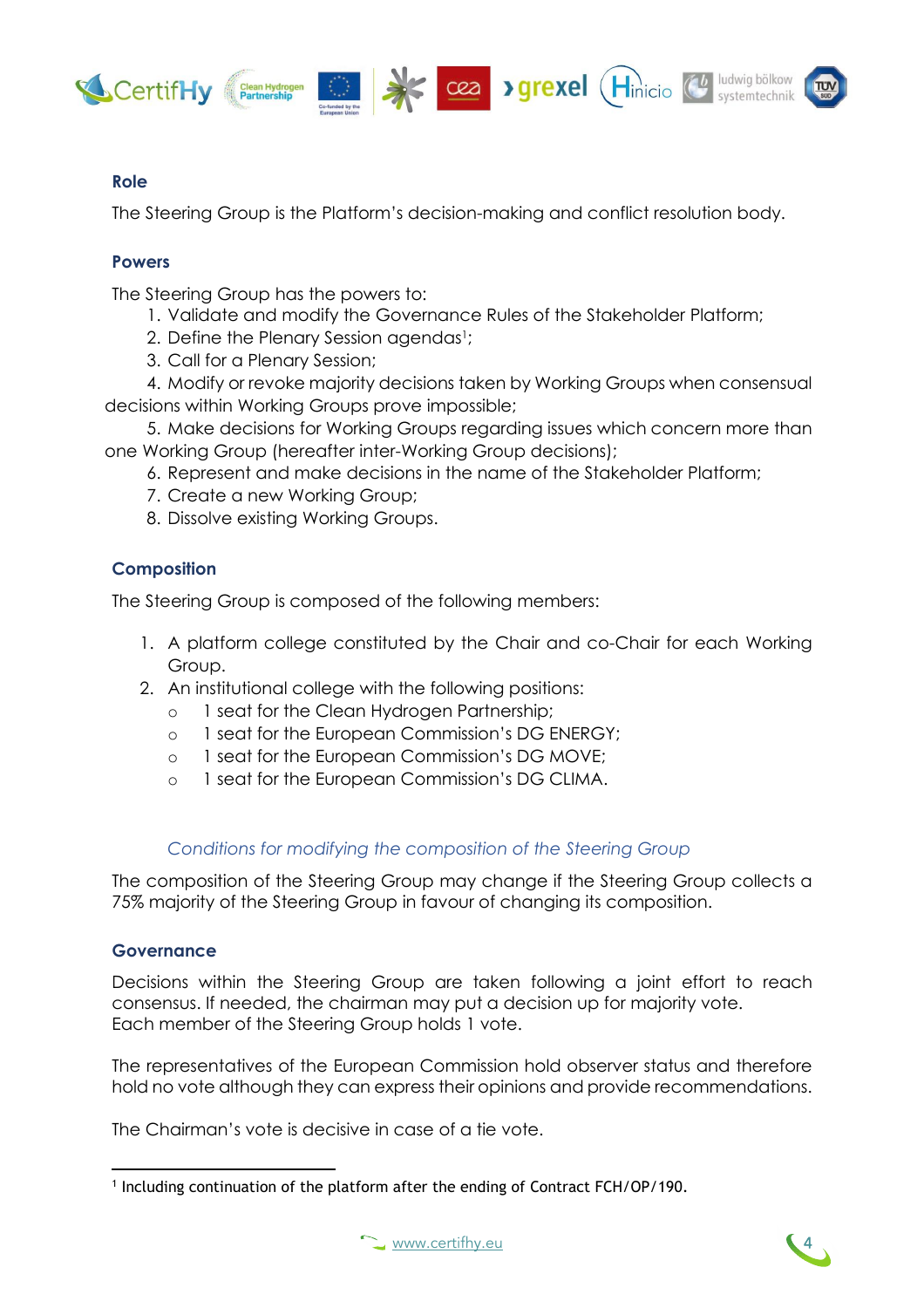### Role

The Steering Group is the Platform's decision-making and conflict resolution body.

### Powers

The Steering Group has the powers to:

1. Validate and modify the Governance Rules of the Stakeholder Platform;
2. Define the Plenary Session agendas[1];
3. Call for a Plenary Session;
4. Modify or revoke majority decisions taken by Working Groups when consensual decisions within Working Groups prove impossible;
5. Make decisions for Working Groups regarding issues which concern more than one Working Group (hereafter inter-Working Group decisions);
6. Represent and make decisions in the name of the Stakeholder Platform;
7. Create a new Working Group;
8. Dissolve existing Working Groups.

### Composition

The Steering Group is composed of the following members:

1. A platform college constituted by the Chair and co-Chair for each Working Group.
2. An institutional college with the following positions:
   - 1 seat for the Clean Hydrogen Partnership;
   - 1 seat for the European Commission's DG ENERGY;
   - 1 seat for the European Commission's DG MOVE;
   - 1 seat for the European Commission's DG CLIMA.

#### *Conditions for modifying the composition of the Steering Group*

The composition of the Steering Group may change if the Steering Group collects a 75% majority of the Steering Group in favour of changing its composition.

### Governance

Decisions within the Steering Group are taken following a joint effort to reach consensus. If needed, the chairman may put a decision up for majority vote.
Each member of the Steering Group holds 1 vote.

The representatives of the European Commission hold observer status and therefore hold no vote although they can express their opinions and provide recommendations.

The Chairman's vote is decisive in case of a tie vote.

---

[1] Including continuation of the platform after the ending of Contract FCH/OP/190.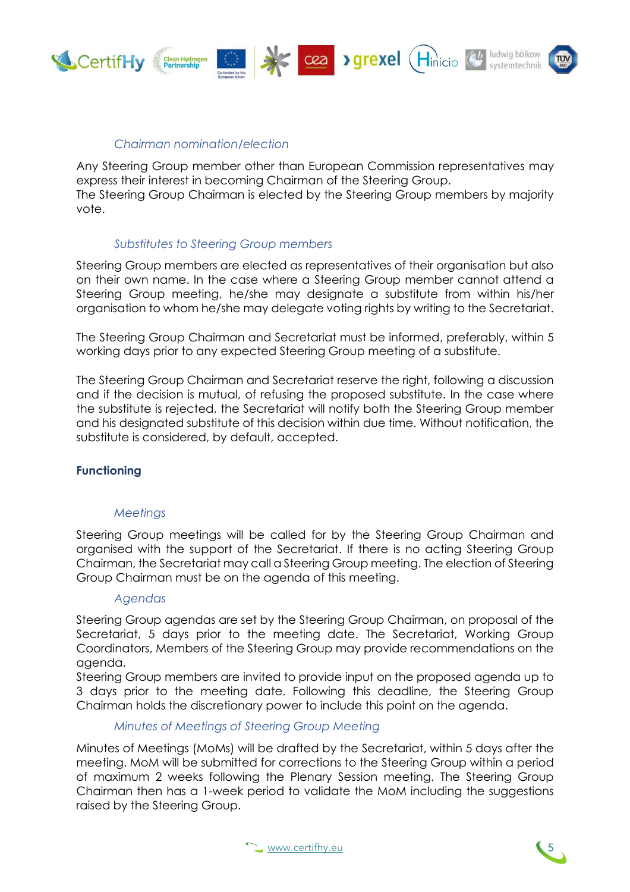*Chairman nomination/election*

Any Steering Group member other than European Commission representatives may express their interest in becoming Chairman of the Steering Group.
The Steering Group Chairman is elected by the Steering Group members by majority vote.

*Substitutes to Steering Group members*

Steering Group members are elected as representatives of their organisation but also on their own name. In the case where a Steering Group member cannot attend a Steering Group meeting, he/she may designate a substitute from within his/her organisation to whom he/she may delegate voting rights by writing to the Secretariat.

The Steering Group Chairman and Secretariat must be informed, preferably, within 5 working days prior to any expected Steering Group meeting of a substitute.

The Steering Group Chairman and Secretariat reserve the right, following a discussion and if the decision is mutual, of refusing the proposed substitute. In the case where the substitute is rejected, the Secretariat will notify both the Steering Group member and his designated substitute of this decision within due time. Without notification, the substitute is considered, by default, accepted.

## Functioning

*Meetings*

Steering Group meetings will be called for by the Steering Group Chairman and organised with the support of the Secretariat. If there is no acting Steering Group Chairman, the Secretariat may call a Steering Group meeting. The election of Steering Group Chairman must be on the agenda of this meeting.

*Agendas*

Steering Group agendas are set by the Steering Group Chairman, on proposal of the Secretariat, 5 days prior to the meeting date. The Secretariat, Working Group Coordinators, Members of the Steering Group may provide recommendations on the agenda.
Steering Group members are invited to provide input on the proposed agenda up to 3 days prior to the meeting date. Following this deadline, the Steering Group Chairman holds the discretionary power to include this point on the agenda.

*Minutes of Meetings of Steering Group Meeting*

Minutes of Meetings (MoMs) will be drafted by the Secretariat, within 5 days after the meeting. MoM will be submitted for corrections to the Steering Group within a period of maximum 2 weeks following the Plenary Session meeting. The Steering Group Chairman then has a 1-week period to validate the MoM including the suggestions raised by the Steering Group.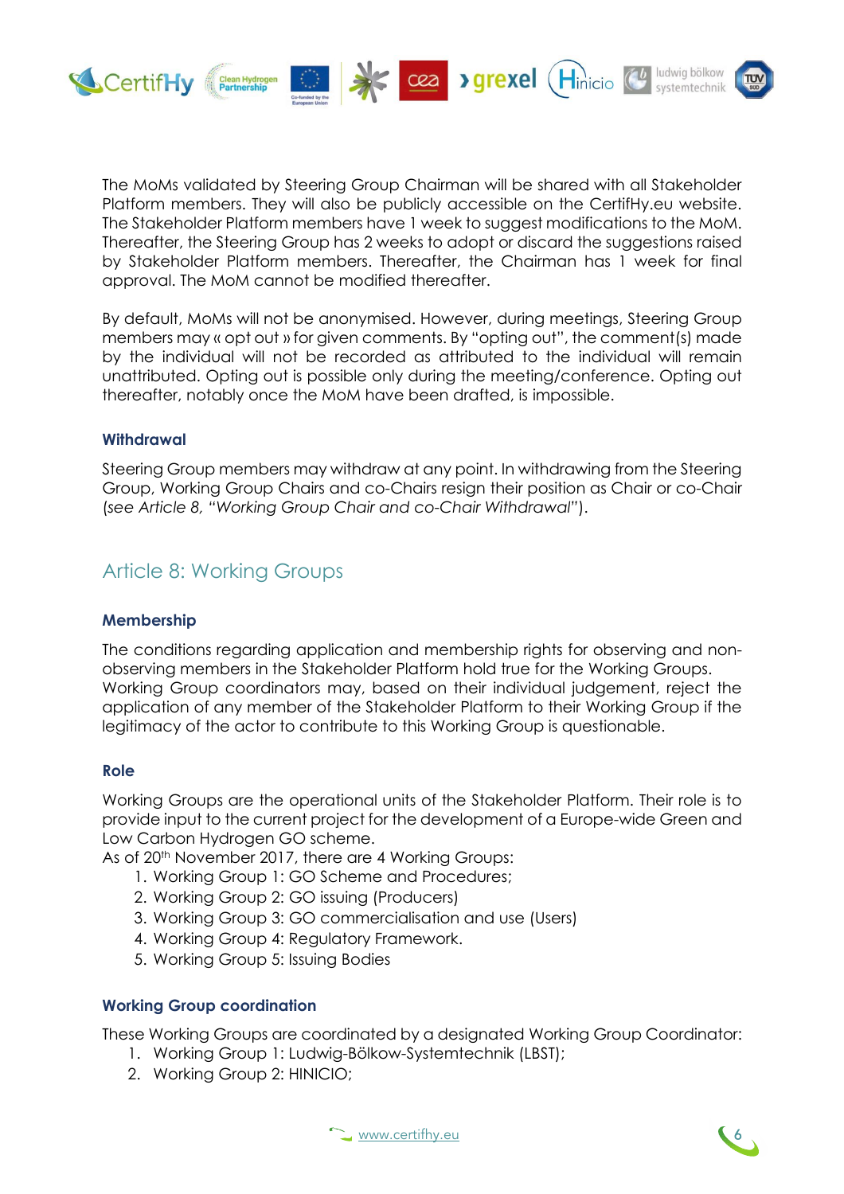The MoMs validated by Steering Group Chairman will be shared with all Stakeholder Platform members. They will also be publicly accessible on the CertifHy.eu website. The Stakeholder Platform members have 1 week to suggest modifications to the MoM. Thereafter, the Steering Group has 2 weeks to adopt or discard the suggestions raised by Stakeholder Platform members. Thereafter, the Chairman has 1 week for final approval. The MoM cannot be modified thereafter.

By default, MoMs will not be anonymised. However, during meetings, Steering Group members may « opt out » for given comments. By "opting out", the comment(s) made by the individual will not be recorded as attributed to the individual will remain unattributed. Opting out is possible only during the meeting/conference. Opting out thereafter, notably once the MoM have been drafted, is impossible.

### Withdrawal

Steering Group members may withdraw at any point. In withdrawing from the Steering Group, Working Group Chairs and co-Chairs resign their position as Chair or co-Chair (*see Article 8, "Working Group Chair and co-Chair Withdrawal"*).

## Article 8: Working Groups

### Membership

The conditions regarding application and membership rights for observing and non-observing members in the Stakeholder Platform hold true for the Working Groups. Working Group coordinators may, based on their individual judgement, reject the application of any member of the Stakeholder Platform to their Working Group if the legitimacy of the actor to contribute to this Working Group is questionable.

### Role

Working Groups are the operational units of the Stakeholder Platform. Their role is to provide input to the current project for the development of a Europe-wide Green and Low Carbon Hydrogen GO scheme.
As of 20th November 2017, there are 4 Working Groups:

1. Working Group 1: GO Scheme and Procedures;
2. Working Group 2: GO issuing (Producers)
3. Working Group 3: GO commercialisation and use (Users)
4. Working Group 4: Regulatory Framework.
5. Working Group 5: Issuing Bodies

### Working Group coordination

These Working Groups are coordinated by a designated Working Group Coordinator:

1. Working Group 1: Ludwig-Bölkow-Systemtechnik (LBST);
2. Working Group 2: HINICIO;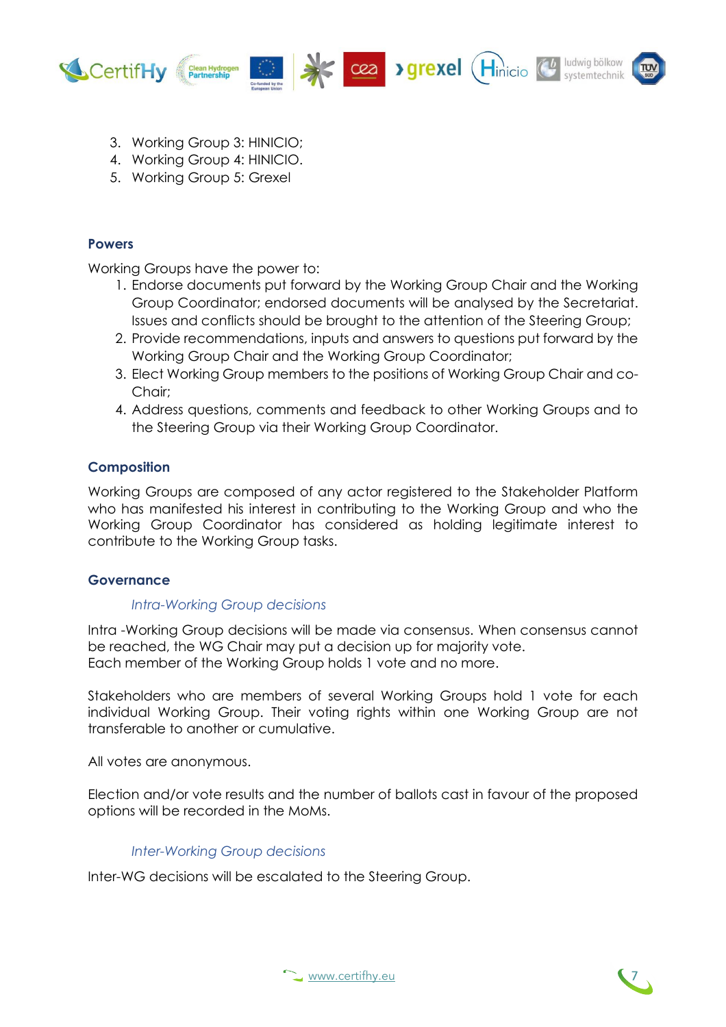3. Working Group 3: HINICIO;
4. Working Group 4: HINICIO.
5. Working Group 5: Grexel

### Powers

Working Groups have the power to:

1. Endorse documents put forward by the Working Group Chair and the Working Group Coordinator; endorsed documents will be analysed by the Secretariat. Issues and conflicts should be brought to the attention of the Steering Group;
2. Provide recommendations, inputs and answers to questions put forward by the Working Group Chair and the Working Group Coordinator;
3. Elect Working Group members to the positions of Working Group Chair and co-Chair;
4. Address questions, comments and feedback to other Working Groups and to the Steering Group via their Working Group Coordinator.

### Composition

Working Groups are composed of any actor registered to the Stakeholder Platform who has manifested his interest in contributing to the Working Group and who the Working Group Coordinator has considered as holding legitimate interest to contribute to the Working Group tasks.

### Governance

#### *Intra-Working Group decisions*

Intra -Working Group decisions will be made via consensus. When consensus cannot be reached, the WG Chair may put a decision up for majority vote.
Each member of the Working Group holds 1 vote and no more.

Stakeholders who are members of several Working Groups hold 1 vote for each individual Working Group. Their voting rights within one Working Group are not transferable to another or cumulative.

All votes are anonymous.

Election and/or vote results and the number of ballots cast in favour of the proposed options will be recorded in the MoMs.

#### *Inter-Working Group decisions*

Inter-WG decisions will be escalated to the Steering Group.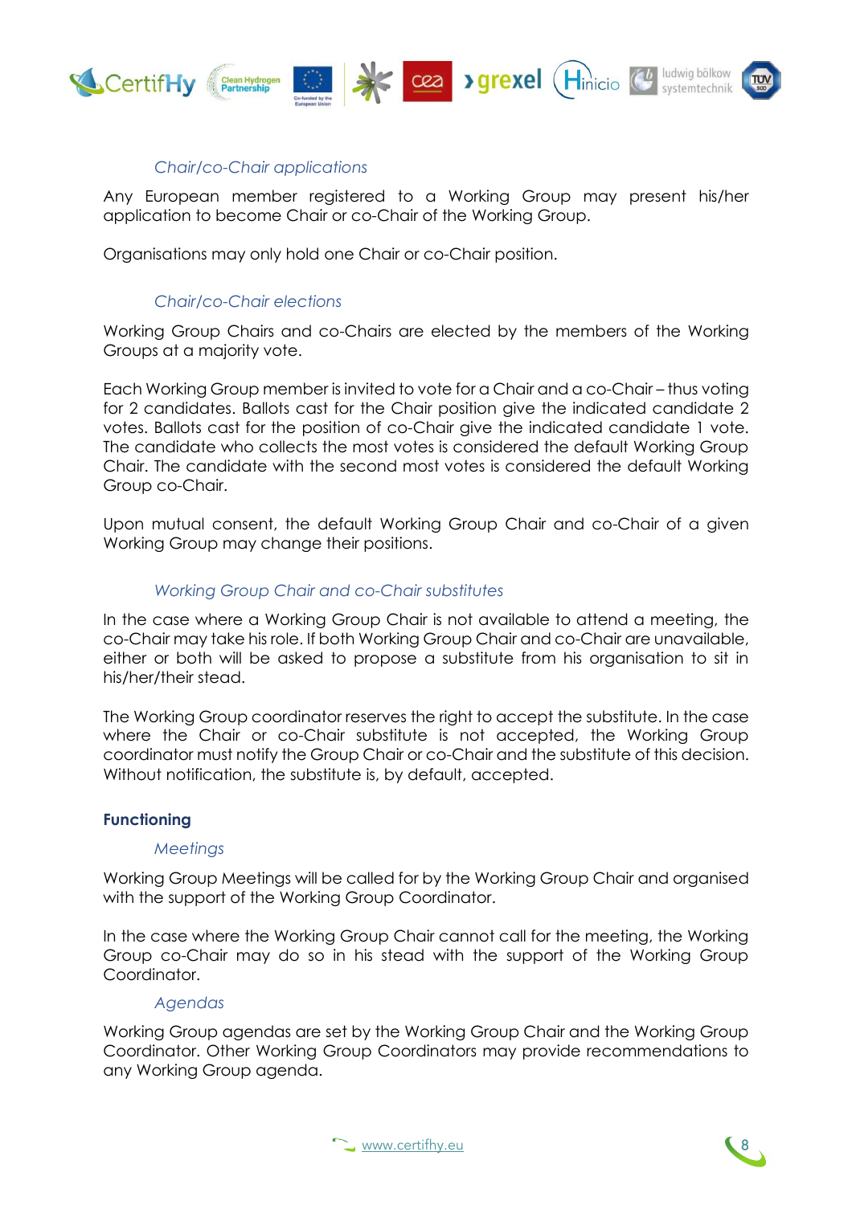#### *Chair/co-Chair applications*

Any European member registered to a Working Group may present his/her application to become Chair or co-Chair of the Working Group.

Organisations may only hold one Chair or co-Chair position.

#### *Chair/co-Chair elections*

Working Group Chairs and co-Chairs are elected by the members of the Working Groups at a majority vote.

Each Working Group member is invited to vote for a Chair and a co-Chair – thus voting for 2 candidates. Ballots cast for the Chair position give the indicated candidate 2 votes. Ballots cast for the position of co-Chair give the indicated candidate 1 vote. The candidate who collects the most votes is considered the default Working Group Chair. The candidate with the second most votes is considered the default Working Group co-Chair.

Upon mutual consent, the default Working Group Chair and co-Chair of a given Working Group may change their positions.

#### *Working Group Chair and co-Chair substitutes*

In the case where a Working Group Chair is not available to attend a meeting, the co-Chair may take his role. If both Working Group Chair and co-Chair are unavailable, either or both will be asked to propose a substitute from his organisation to sit in his/her/their stead.

The Working Group coordinator reserves the right to accept the substitute. In the case where the Chair or co-Chair substitute is not accepted, the Working Group coordinator must notify the Group Chair or co-Chair and the substitute of this decision. Without notification, the substitute is, by default, accepted.

### Functioning

#### *Meetings*

Working Group Meetings will be called for by the Working Group Chair and organised with the support of the Working Group Coordinator.

In the case where the Working Group Chair cannot call for the meeting, the Working Group co-Chair may do so in his stead with the support of the Working Group Coordinator.

#### *Agendas*

Working Group agendas are set by the Working Group Chair and the Working Group Coordinator. Other Working Group Coordinators may provide recommendations to any Working Group agenda.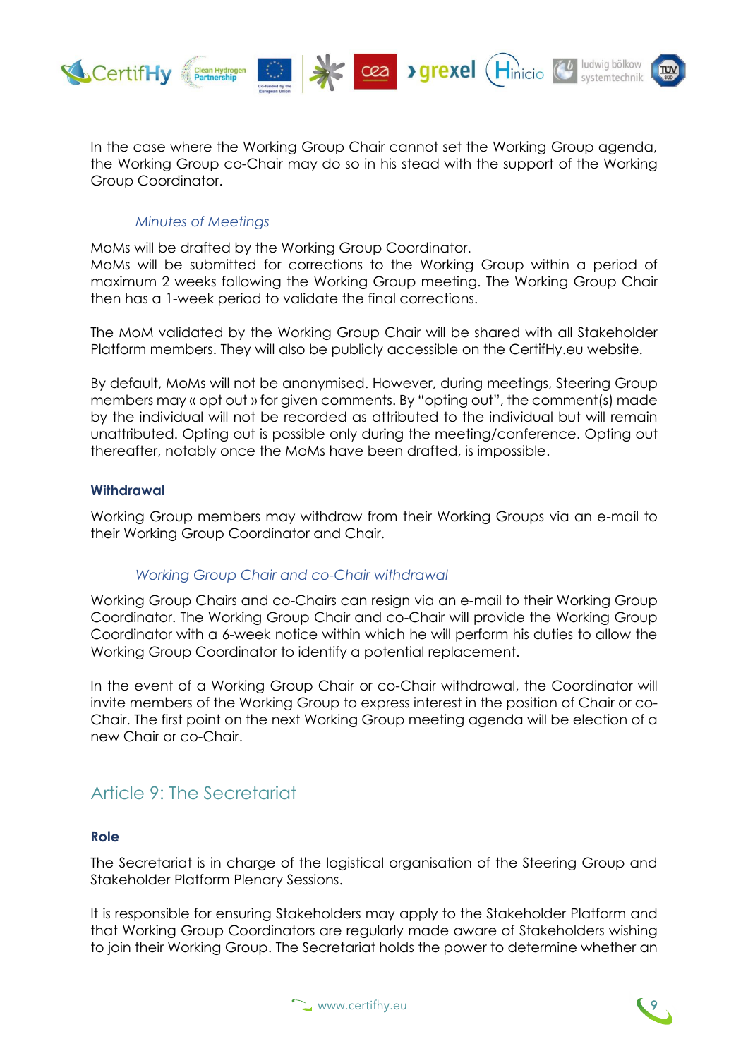In the case where the Working Group Chair cannot set the Working Group agenda, the Working Group co-Chair may do so in his stead with the support of the Working Group Coordinator.

*Minutes of Meetings*

MoMs will be drafted by the Working Group Coordinator.
MoMs will be submitted for corrections to the Working Group within a period of maximum 2 weeks following the Working Group meeting. The Working Group Chair then has a 1-week period to validate the final corrections.

The MoM validated by the Working Group Chair will be shared with all Stakeholder Platform members. They will also be publicly accessible on the CertifHy.eu website.

By default, MoMs will not be anonymised. However, during meetings, Steering Group members may « opt out » for given comments. By "opting out", the comment(s) made by the individual will not be recorded as attributed to the individual but will remain unattributed. Opting out is possible only during the meeting/conference. Opting out thereafter, notably once the MoMs have been drafted, is impossible.

**Withdrawal**

Working Group members may withdraw from their Working Groups via an e-mail to their Working Group Coordinator and Chair.

*Working Group Chair and co-Chair withdrawal*

Working Group Chairs and co-Chairs can resign via an e-mail to their Working Group Coordinator. The Working Group Chair and co-Chair will provide the Working Group Coordinator with a 6-week notice within which he will perform his duties to allow the Working Group Coordinator to identify a potential replacement.

In the event of a Working Group Chair or co-Chair withdrawal, the Coordinator will invite members of the Working Group to express interest in the position of Chair or co-Chair. The first point on the next Working Group meeting agenda will be election of a new Chair or co-Chair.

## Article 9: The Secretariat

**Role**

The Secretariat is in charge of the logistical organisation of the Steering Group and Stakeholder Platform Plenary Sessions.

It is responsible for ensuring Stakeholders may apply to the Stakeholder Platform and that Working Group Coordinators are regularly made aware of Stakeholders wishing to join their Working Group. The Secretariat holds the power to determine whether an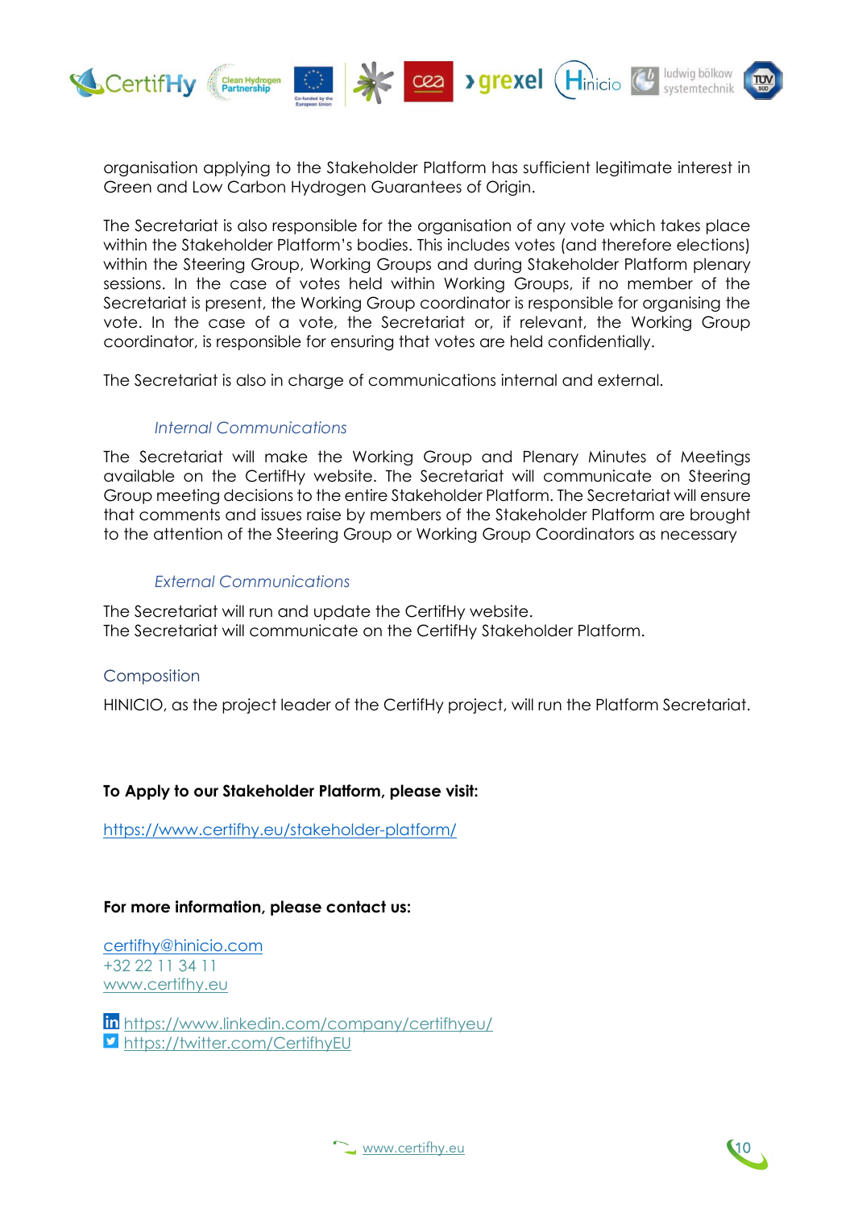organisation applying to the Stakeholder Platform has sufficient legitimate interest in Green and Low Carbon Hydrogen Guarantees of Origin.

The Secretariat is also responsible for the organisation of any vote which takes place within the Stakeholder Platform's bodies. This includes votes (and therefore elections) within the Steering Group, Working Groups and during Stakeholder Platform plenary sessions. In the case of votes held within Working Groups, if no member of the Secretariat is present, the Working Group coordinator is responsible for organising the vote. In the case of a vote, the Secretariat or, if relevant, the Working Group coordinator, is responsible for ensuring that votes are held confidentially.

The Secretariat is also in charge of communications internal and external.

#### *Internal Communications*

The Secretariat will make the Working Group and Plenary Minutes of Meetings available on the CertifHy website. The Secretariat will communicate on Steering Group meeting decisions to the entire Stakeholder Platform. The Secretariat will ensure that comments and issues raise by members of the Stakeholder Platform are brought to the attention of the Steering Group or Working Group Coordinators as necessary

#### *External Communications*

The Secretariat will run and update the CertifHy website.
The Secretariat will communicate on the CertifHy Stakeholder Platform.

### Composition

HINICIO, as the project leader of the CertifHy project, will run the Platform Secretariat.

**To Apply to our Stakeholder Platform, please visit:**

https://www.certifhy.eu/stakeholder-platform/

**For more information, please contact us:**

certifhy@hinicio.com
+32 22 11 34 11
www.certifhy.eu

https://www.linkedin.com/company/certifhyeu/
https://twitter.com/CertifhyEU